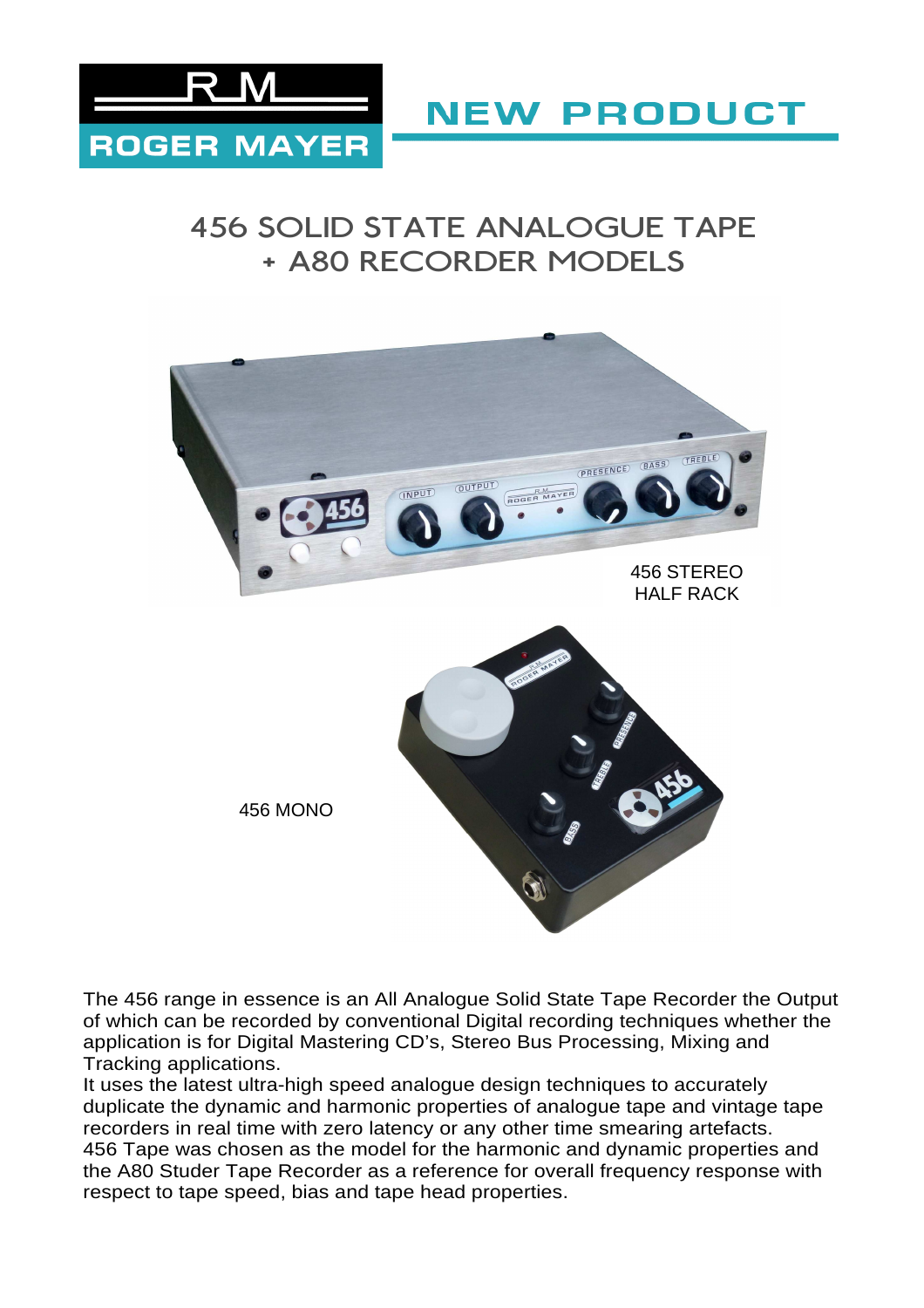RM
ROGER MAYER

NEW PRODUCT

# 456 SOLID STATE ANALOGUE TAPE + A80 RECORDER MODELS

456 STEREO HALF RACK

456 MONO

The 456 range in essence is an All Analogue Solid State Tape Recorder the Output of which can be recorded by conventional Digital recording techniques whether the application is for Digital Mastering CD's, Stereo Bus Processing, Mixing and Tracking applications.

It uses the latest ultra-high speed analogue design techniques to accurately duplicate the dynamic and harmonic properties of analogue tape and vintage tape recorders in real time with zero latency or any other time smearing artefacts.

456 Tape was chosen as the model for the harmonic and dynamic properties and the A80 Studer Tape Recorder as a reference for overall frequency response with respect to tape speed, bias and tape head properties.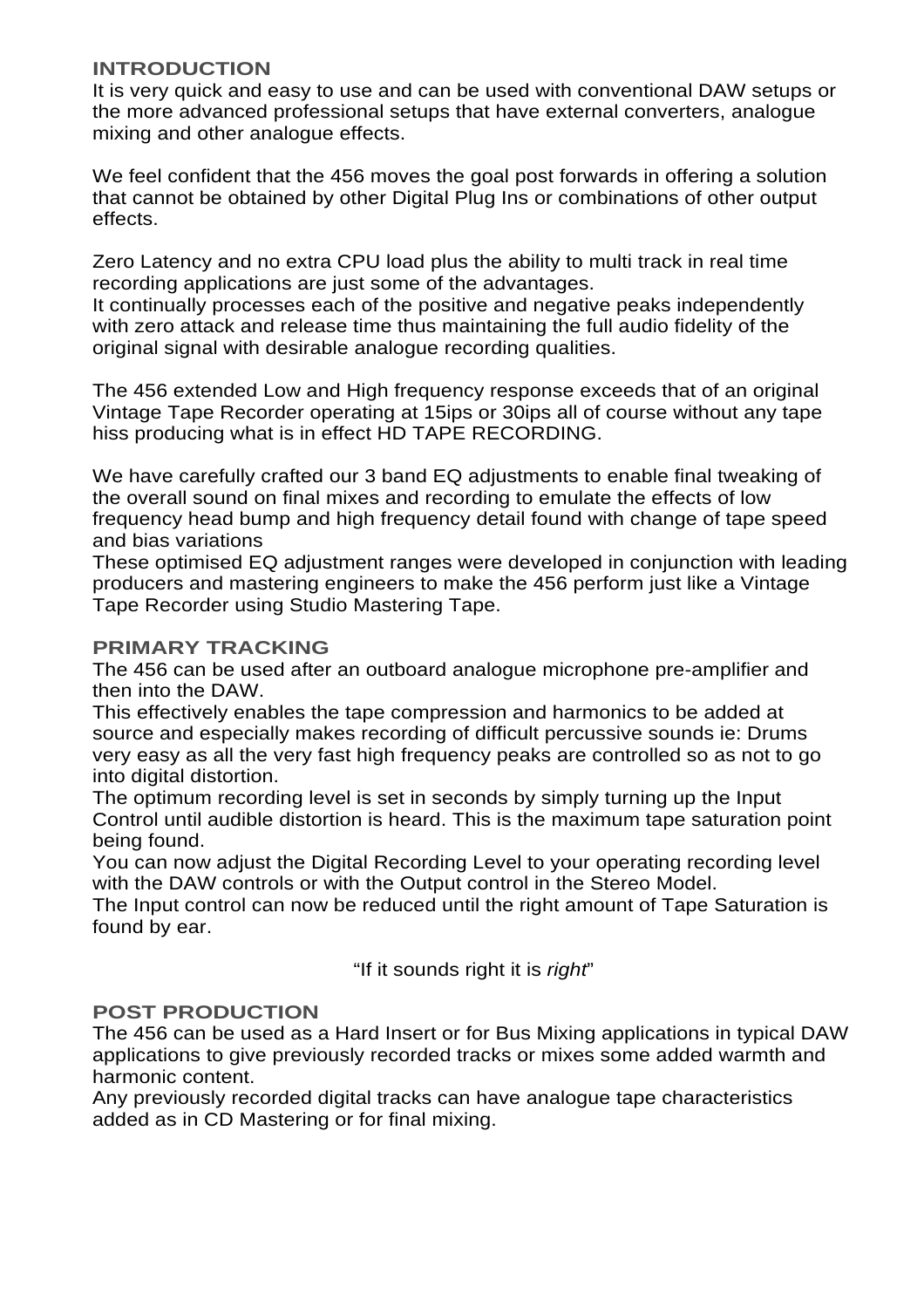## INTRODUCTION

It is very quick and easy to use and can be used with conventional DAW setups or the more advanced professional setups that have external converters, analogue mixing and other analogue effects.

We feel confident that the 456 moves the goal post forwards in offering a solution that cannot be obtained by other Digital Plug Ins or combinations of other output effects.

Zero Latency and no extra CPU load plus the ability to multi track in real time recording applications are just some of the advantages.
It continually processes each of the positive and negative peaks independently with zero attack and release time thus maintaining the full audio fidelity of the original signal with desirable analogue recording qualities.

The 456 extended Low and High frequency response exceeds that of an original Vintage Tape Recorder operating at 15ips or 30ips all of course without any tape hiss producing what is in effect HD TAPE RECORDING.

We have carefully crafted our 3 band EQ adjustments to enable final tweaking of the overall sound on final mixes and recording to emulate the effects of low frequency head bump and high frequency detail found with change of tape speed and bias variations
These optimised EQ adjustment ranges were developed in conjunction with leading producers and mastering engineers to make the 456 perform just like a Vintage Tape Recorder using Studio Mastering Tape.

## PRIMARY TRACKING

The 456 can be used after an outboard analogue microphone pre-amplifier and then into the DAW.
This effectively enables the tape compression and harmonics to be added at source and especially makes recording of difficult percussive sounds ie: Drums very easy as all the very fast high frequency peaks are controlled so as not to go into digital distortion.
The optimum recording level is set in seconds by simply turning up the Input Control until audible distortion is heard. This is the maximum tape saturation point being found.
You can now adjust the Digital Recording Level to your operating recording level with the DAW controls or with the Output control in the Stereo Model.
The Input control can now be reduced until the right amount of Tape Saturation is found by ear.

"If it sounds right it is *right*"

## POST PRODUCTION

The 456 can be used as a Hard Insert or for Bus Mixing applications in typical DAW applications to give previously recorded tracks or mixes some added warmth and harmonic content.
Any previously recorded digital tracks can have analogue tape characteristics added as in CD Mastering or for final mixing.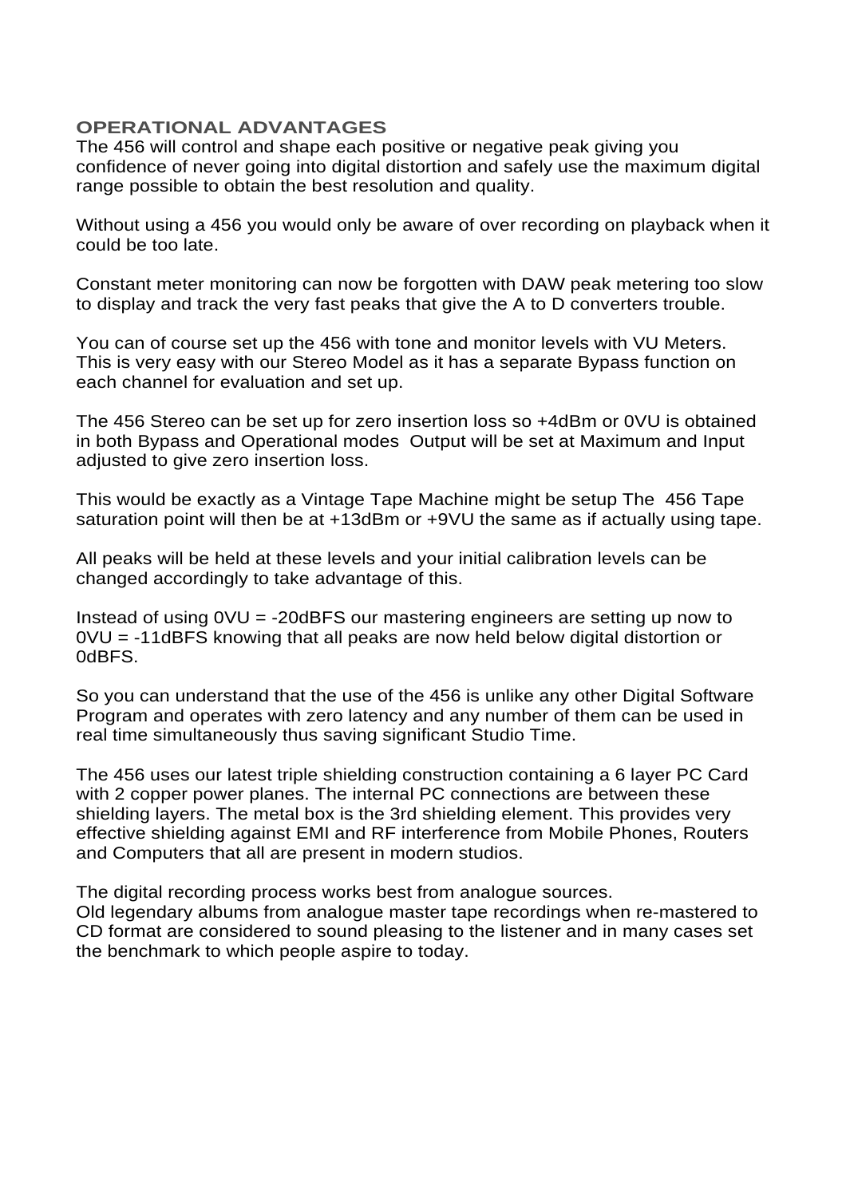## OPERATIONAL ADVANTAGES

The 456 will control and shape each positive or negative peak giving you confidence of never going into digital distortion and safely use the maximum digital range possible to obtain the best resolution and quality.

Without using a 456 you would only be aware of over recording on playback when it could be too late.

Constant meter monitoring can now be forgotten with DAW peak metering too slow to display and track the very fast peaks that give the A to D converters trouble.

You can of course set up the 456 with tone and monitor levels with VU Meters. This is very easy with our Stereo Model as it has a separate Bypass function on each channel for evaluation and set up.

The 456 Stereo can be set up for zero insertion loss so +4dBm or 0VU is obtained in both Bypass and Operational modes  Output will be set at Maximum and Input adjusted to give zero insertion loss.

This would be exactly as a Vintage Tape Machine might be setup The  456 Tape saturation point will then be at +13dBm or +9VU the same as if actually using tape.

All peaks will be held at these levels and your initial calibration levels can be changed accordingly to take advantage of this.

Instead of using 0VU = -20dBFS our mastering engineers are setting up now to 0VU = -11dBFS knowing that all peaks are now held below digital distortion or 0dBFS.

So you can understand that the use of the 456 is unlike any other Digital Software Program and operates with zero latency and any number of them can be used in real time simultaneously thus saving significant Studio Time.

The 456 uses our latest triple shielding construction containing a 6 layer PC Card with 2 copper power planes. The internal PC connections are between these shielding layers. The metal box is the 3rd shielding element. This provides very effective shielding against EMI and RF interference from Mobile Phones, Routers and Computers that all are present in modern studios.

The digital recording process works best from analogue sources.
Old legendary albums from analogue master tape recordings when re-mastered to CD format are considered to sound pleasing to the listener and in many cases set the benchmark to which people aspire to today.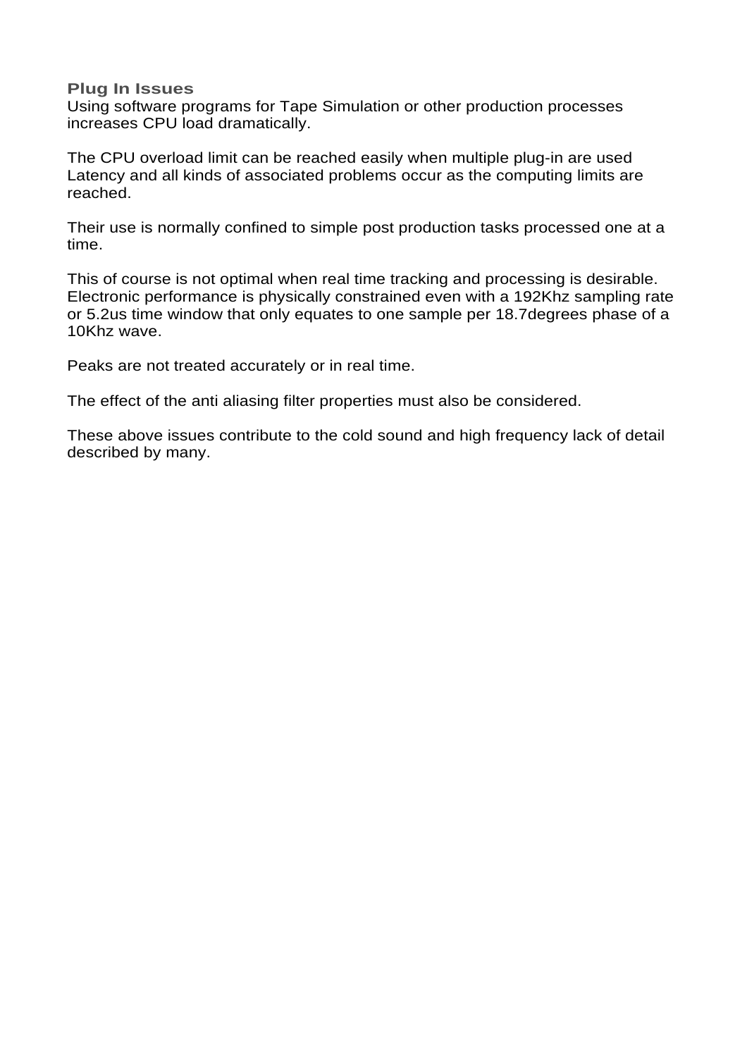**Plug In Issues**
Using software programs for Tape Simulation or other production processes increases CPU load dramatically.

The CPU overload limit can be reached easily when multiple plug-in are used Latency and all kinds of associated problems occur as the computing limits are reached.

Their use is normally confined to simple post production tasks processed one at a time.

This of course is not optimal when real time tracking and processing is desirable. Electronic performance is physically constrained even with a 192Khz sampling rate or 5.2us time window that only equates to one sample per 18.7degrees phase of a 10Khz wave.

Peaks are not treated accurately or in real time.

The effect of the anti aliasing filter properties must also be considered.

These above issues contribute to the cold sound and high frequency lack of detail described by many.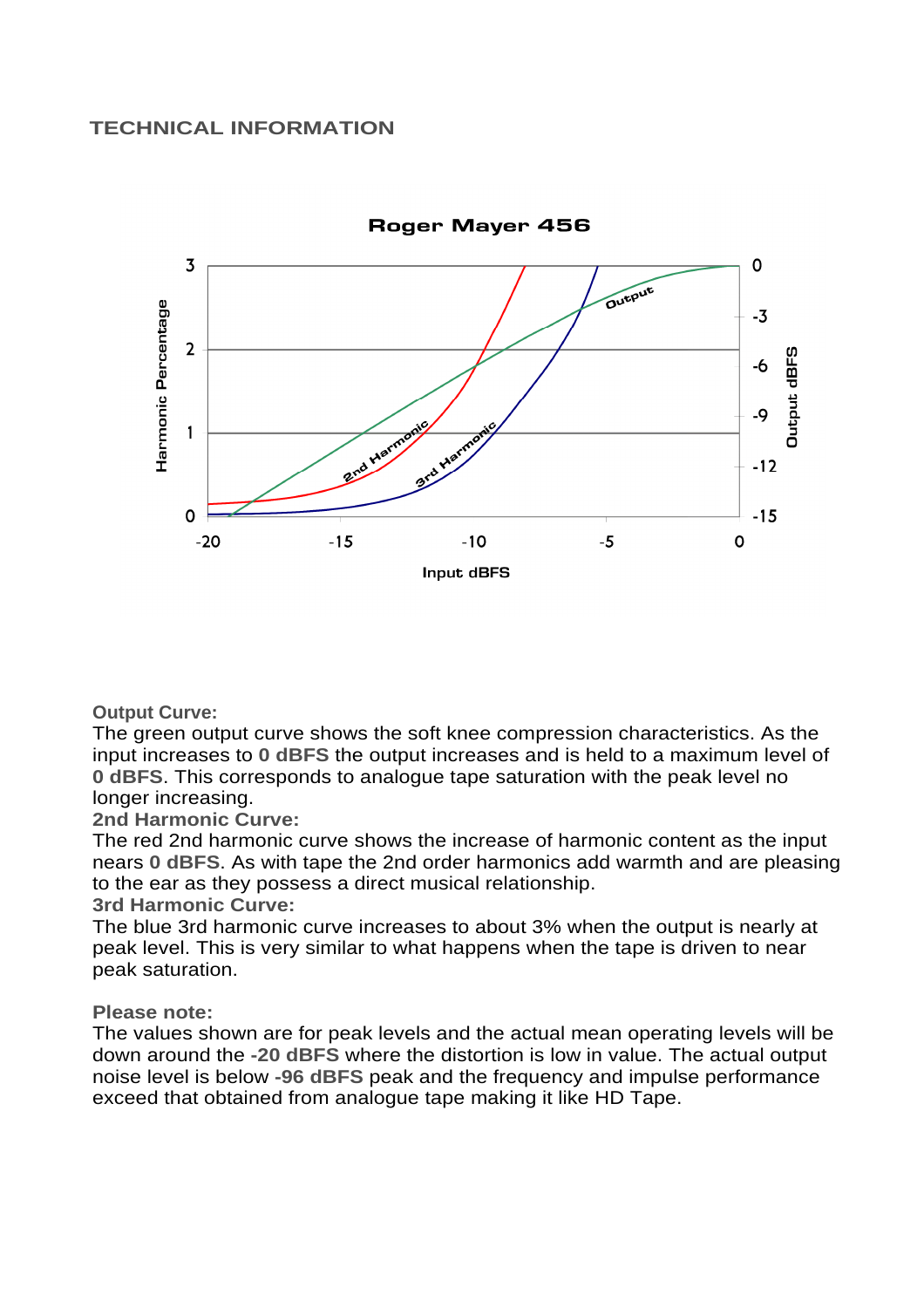## TECHNICAL INFORMATION

**Roger Mayer 456**

**Output Curve:**
The green output curve shows the soft knee compression characteristics. As the input increases to **0 dBFS** the output increases and is held to a maximum level of **0 dBFS**. This corresponds to analogue tape saturation with the peak level no longer increasing.

**2nd Harmonic Curve:**
The red 2nd harmonic curve shows the increase of harmonic content as the input nears **0 dBFS**. As with tape the 2nd order harmonics add warmth and are pleasing to the ear as they possess a direct musical relationship.

**3rd Harmonic Curve:**
The blue 3rd harmonic curve increases to about 3% when the output is nearly at peak level. This is very similar to what happens when the tape is driven to near peak saturation.

**Please note:**
The values shown are for peak levels and the actual mean operating levels will be down around the **-20 dBFS** where the distortion is low in value. The actual output noise level is below **-96 dBFS** peak and the frequency and impulse performance exceed that obtained from analogue tape making it like HD Tape.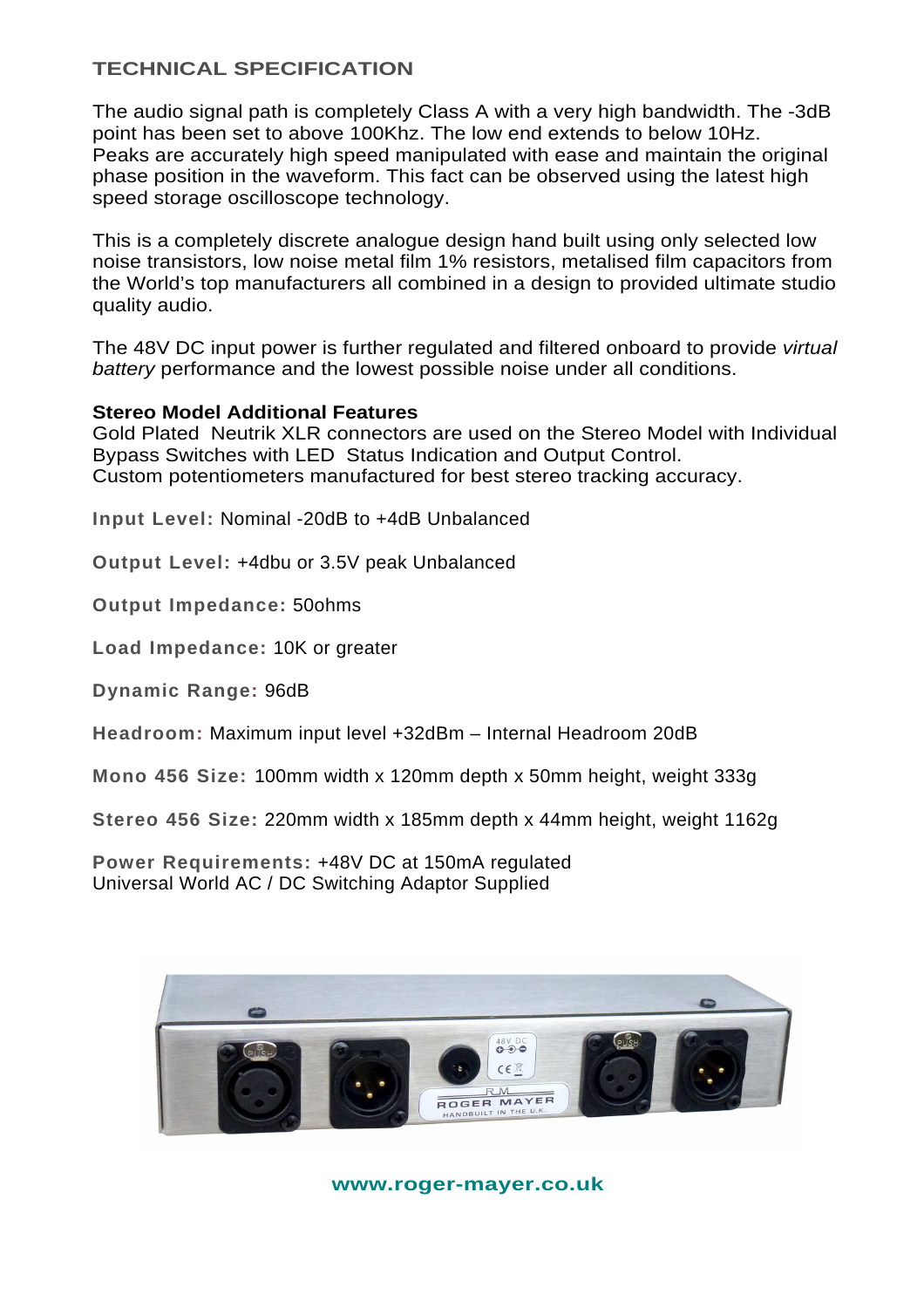## TECHNICAL SPECIFICATION

The audio signal path is completely Class A with a very high bandwidth. The -3dB point has been set to above 100Khz. The low end extends to below 10Hz. Peaks are accurately high speed manipulated with ease and maintain the original phase position in the waveform. This fact can be observed using the latest high speed storage oscilloscope technology.

This is a completely discrete analogue design hand built using only selected low noise transistors, low noise metal film 1% resistors, metalised film capacitors from the World's top manufacturers all combined in a design to provided ultimate studio quality audio.

The 48V DC input power is further regulated and filtered onboard to provide *virtual battery* performance and the lowest possible noise under all conditions.

**Stereo Model Additional Features**
Gold Plated Neutrik XLR connectors are used on the Stereo Model with Individual Bypass Switches with LED Status Indication and Output Control.
Custom potentiometers manufactured for best stereo tracking accuracy.

**Input Level:** Nominal -20dB to +4dB Unbalanced

**Output Level:** +4dbu or 3.5V peak Unbalanced

**Output Impedance:** 50ohms

**Load Impedance:** 10K or greater

**Dynamic Range:** 96dB

**Headroom:** Maximum input level +32dBm – Internal Headroom 20dB

**Mono 456 Size:** 100mm width x 120mm depth x 50mm height, weight 333g

**Stereo 456 Size:** 220mm width x 185mm depth x 44mm height, weight 1162g

**Power Requirements:** +48V DC at 150mA regulated
Universal World AC / DC Switching Adaptor Supplied

**www.roger-mayer.co.uk**